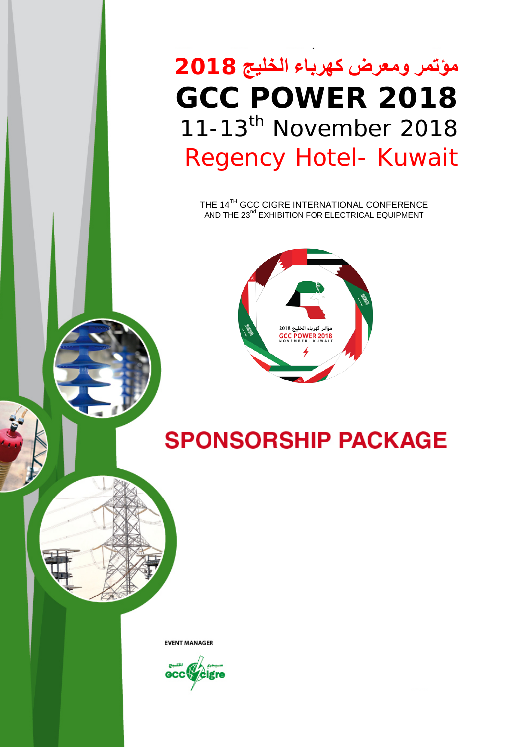# مؤتمر ومعرض كهرباء الخليج 2018

# GCC POWER 2018

11-13th November 2018

Regency Hotel- Kuwait

THE 14TH GCC CIGRE INTERNATIONAL CONFERENCE
AND THE 23nd EXHIBITION FOR ELECTRICAL EQUIPMENT

# SPONSORSHIP PACKAGE

EVENT MANAGER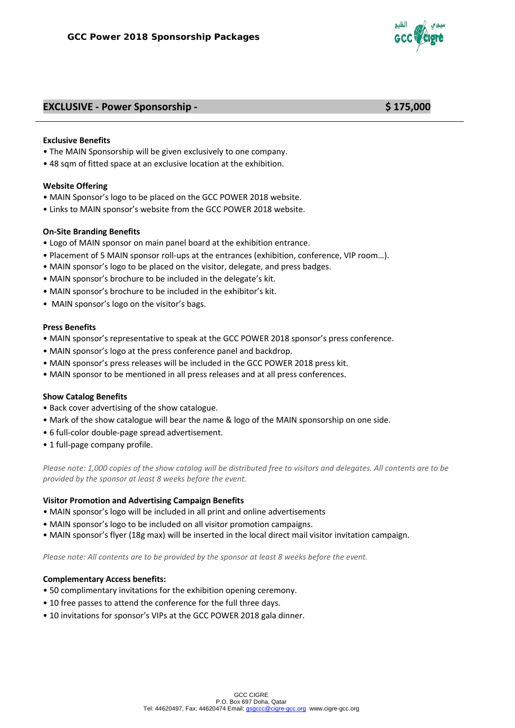## EXCLUSIVE - Power Sponsorship - $ 175,000

**Exclusive Benefits**

- The MAIN Sponsorship will be given exclusively to one company.
- 48 sqm of fitted space at an exclusive location at the exhibition.

**Website Offering**

- MAIN Sponsor's logo to be placed on the GCC POWER 2018 website.
- Links to MAIN sponsor's website from the GCC POWER 2018 website.

**On-Site Branding Benefits**

- Logo of MAIN sponsor on main panel board at the exhibition entrance.
- Placement of 5 MAIN sponsor roll-ups at the entrances (exhibition, conference, VIP room…).
- MAIN sponsor's logo to be placed on the visitor, delegate, and press badges.
- MAIN sponsor's brochure to be included in the delegate's kit.
- MAIN sponsor's brochure to be included in the exhibitor's kit.
- MAIN sponsor's logo on the visitor's bags.

**Press Benefits**

- MAIN sponsor's representative to speak at the GCC POWER 2018 sponsor's press conference.
- MAIN sponsor's logo at the press conference panel and backdrop.
- MAIN sponsor's press releases will be included in the GCC POWER 2018 press kit.
- MAIN sponsor to be mentioned in all press releases and at all press conferences.

**Show Catalog Benefits**

- Back cover advertising of the show catalogue.
- Mark of the show catalogue will bear the name & logo of the MAIN sponsorship on one side.
- 6 full-color double-page spread advertisement.
- 1 full-page company profile.

*Please note: 1,000 copies of the show catalog will be distributed free to visitors and delegates. All contents are to be provided by the sponsor at least 8 weeks before the event.*

**Visitor Promotion and Advertising Campaign Benefits**

- MAIN sponsor's logo will be included in all print and online advertisements
- MAIN sponsor's logo to be included on all visitor promotion campaigns.
- MAIN sponsor's flyer (18g max) will be inserted in the local direct mail visitor invitation campaign.

*Please note: All contents are to be provided by the sponsor at least 8 weeks before the event.*

**Complementary Access benefits:**

- 50 complimentary invitations for the exhibition opening ceremony.
- 10 free passes to attend the conference for the full three days.
- 10 invitations for sponsor's VIPs at the GCC POWER 2018 gala dinner.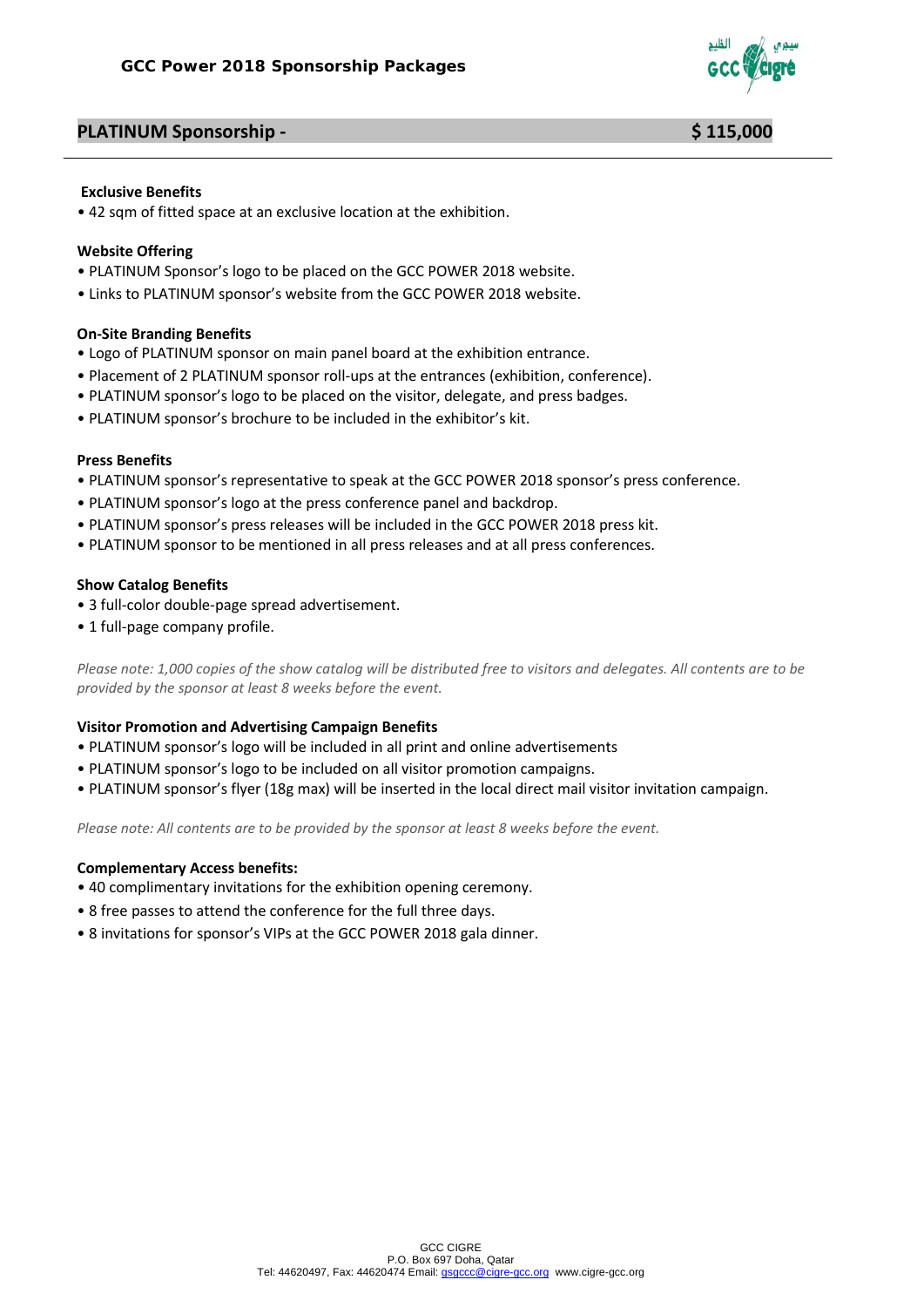## PLATINUM Sponsorship - $ 115,000

**Exclusive Benefits**

- 42 sqm of fitted space at an exclusive location at the exhibition.

**Website Offering**

- PLATINUM Sponsor's logo to be placed on the GCC POWER 2018 website.
- Links to PLATINUM sponsor's website from the GCC POWER 2018 website.

**On-Site Branding Benefits**

- Logo of PLATINUM sponsor on main panel board at the exhibition entrance.
- Placement of 2 PLATINUM sponsor roll-ups at the entrances (exhibition, conference).
- PLATINUM sponsor's logo to be placed on the visitor, delegate, and press badges.
- PLATINUM sponsor's brochure to be included in the exhibitor's kit.

**Press Benefits**

- PLATINUM sponsor's representative to speak at the GCC POWER 2018 sponsor's press conference.
- PLATINUM sponsor's logo at the press conference panel and backdrop.
- PLATINUM sponsor's press releases will be included in the GCC POWER 2018 press kit.
- PLATINUM sponsor to be mentioned in all press releases and at all press conferences.

**Show Catalog Benefits**

- 3 full-color double-page spread advertisement.
- 1 full-page company profile.

*Please note: 1,000 copies of the show catalog will be distributed free to visitors and delegates. All contents are to be provided by the sponsor at least 8 weeks before the event.*

**Visitor Promotion and Advertising Campaign Benefits**

- PLATINUM sponsor's logo will be included in all print and online advertisements
- PLATINUM sponsor's logo to be included on all visitor promotion campaigns.
- PLATINUM sponsor's flyer (18g max) will be inserted in the local direct mail visitor invitation campaign.

*Please note: All contents are to be provided by the sponsor at least 8 weeks before the event.*

**Complementary Access benefits:**

- 40 complimentary invitations for the exhibition opening ceremony.
- 8 free passes to attend the conference for the full three days.
- 8 invitations for sponsor's VIPs at the GCC POWER 2018 gala dinner.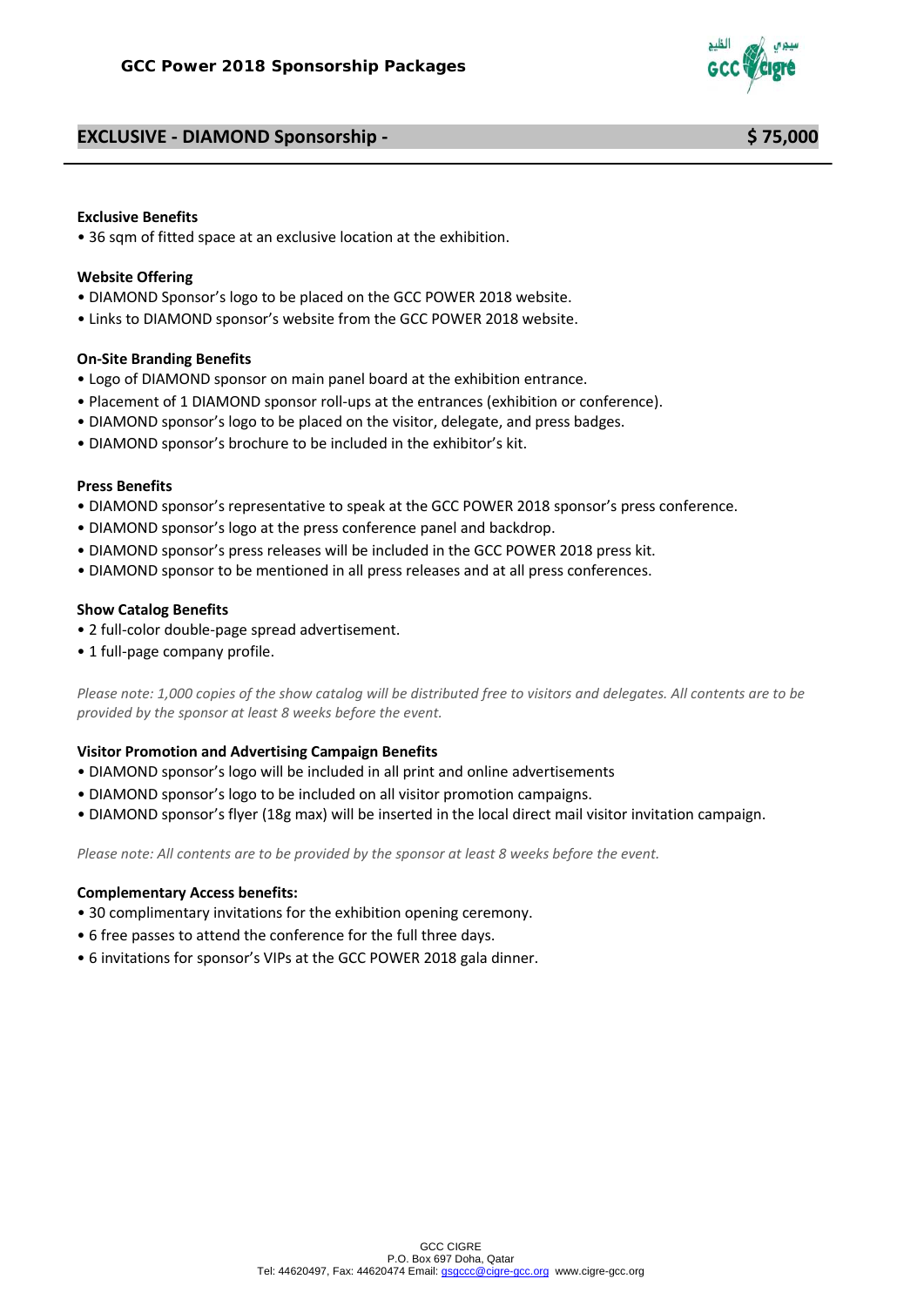## EXCLUSIVE - DIAMOND Sponsorship - $ 75,000

**Exclusive Benefits**

• 36 sqm of fitted space at an exclusive location at the exhibition.

**Website Offering**

• DIAMOND Sponsor's logo to be placed on the GCC POWER 2018 website.
• Links to DIAMOND sponsor's website from the GCC POWER 2018 website.

**On-Site Branding Benefits**

• Logo of DIAMOND sponsor on main panel board at the exhibition entrance.
• Placement of 1 DIAMOND sponsor roll-ups at the entrances (exhibition or conference).
• DIAMOND sponsor's logo to be placed on the visitor, delegate, and press badges.
• DIAMOND sponsor's brochure to be included in the exhibitor's kit.

**Press Benefits**

• DIAMOND sponsor's representative to speak at the GCC POWER 2018 sponsor's press conference.
• DIAMOND sponsor's logo at the press conference panel and backdrop.
• DIAMOND sponsor's press releases will be included in the GCC POWER 2018 press kit.
• DIAMOND sponsor to be mentioned in all press releases and at all press conferences.

**Show Catalog Benefits**

• 2 full-color double-page spread advertisement.
• 1 full-page company profile.

*Please note: 1,000 copies of the show catalog will be distributed free to visitors and delegates. All contents are to be provided by the sponsor at least 8 weeks before the event.*

**Visitor Promotion and Advertising Campaign Benefits**

• DIAMOND sponsor's logo will be included in all print and online advertisements
• DIAMOND sponsor's logo to be included on all visitor promotion campaigns.
• DIAMOND sponsor's flyer (18g max) will be inserted in the local direct mail visitor invitation campaign.

*Please note: All contents are to be provided by the sponsor at least 8 weeks before the event.*

**Complementary Access benefits:**

• 30 complimentary invitations for the exhibition opening ceremony.
• 6 free passes to attend the conference for the full three days.
• 6 invitations for sponsor's VIPs at the GCC POWER 2018 gala dinner.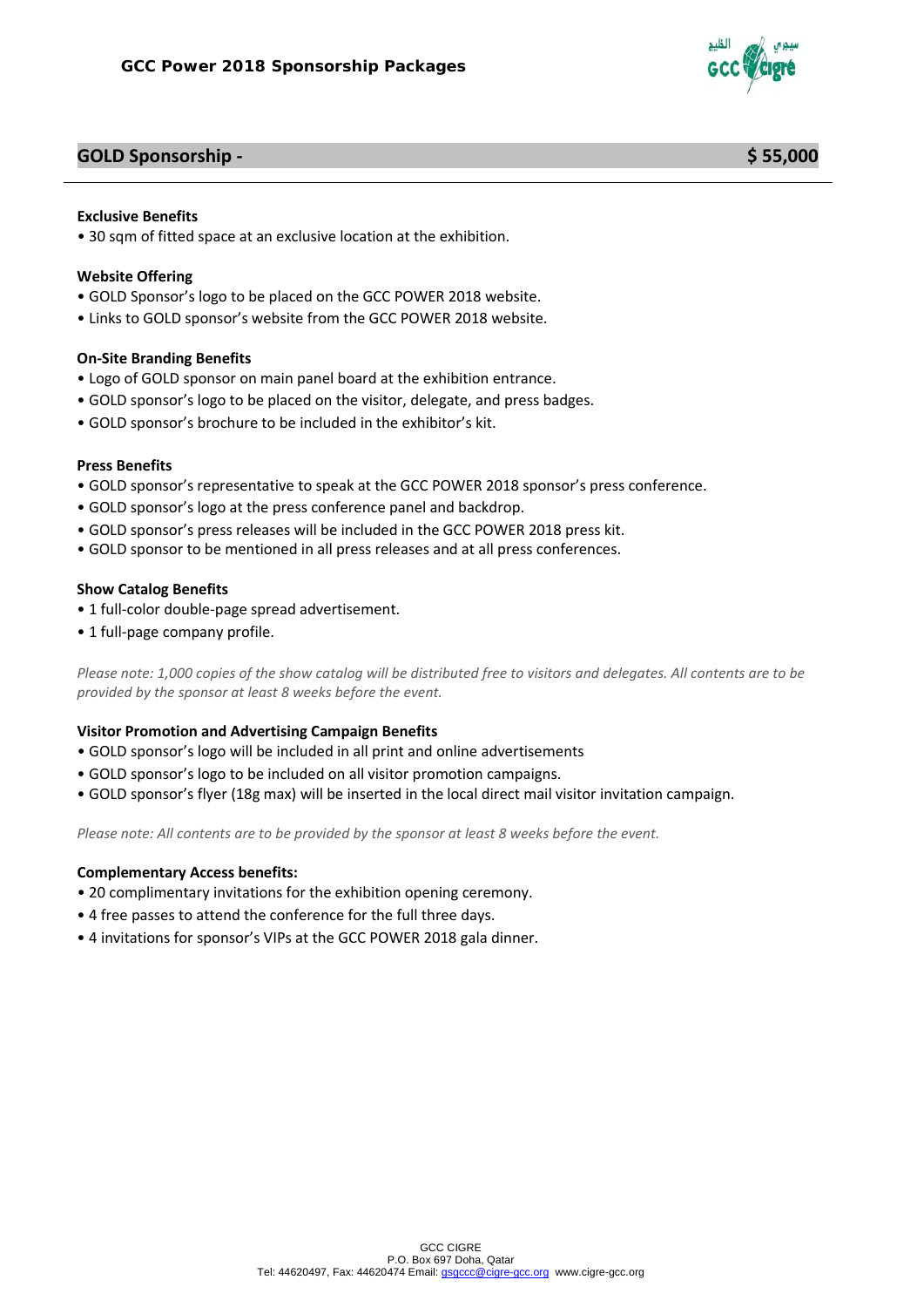## GOLD Sponsorship - $ 55,000

**Exclusive Benefits**
- 30 sqm of fitted space at an exclusive location at the exhibition.

**Website Offering**
- GOLD Sponsor's logo to be placed on the GCC POWER 2018 website.
- Links to GOLD sponsor's website from the GCC POWER 2018 website.

**On-Site Branding Benefits**
- Logo of GOLD sponsor on main panel board at the exhibition entrance.
- GOLD sponsor's logo to be placed on the visitor, delegate, and press badges.
- GOLD sponsor's brochure to be included in the exhibitor's kit.

**Press Benefits**
- GOLD sponsor's representative to speak at the GCC POWER 2018 sponsor's press conference.
- GOLD sponsor's logo at the press conference panel and backdrop.
- GOLD sponsor's press releases will be included in the GCC POWER 2018 press kit.
- GOLD sponsor to be mentioned in all press releases and at all press conferences.

**Show Catalog Benefits**
- 1 full-color double-page spread advertisement.
- 1 full-page company profile.

*Please note: 1,000 copies of the show catalog will be distributed free to visitors and delegates. All contents are to be provided by the sponsor at least 8 weeks before the event.*

**Visitor Promotion and Advertising Campaign Benefits**
- GOLD sponsor's logo will be included in all print and online advertisements
- GOLD sponsor's logo to be included on all visitor promotion campaigns.
- GOLD sponsor's flyer (18g max) will be inserted in the local direct mail visitor invitation campaign.

*Please note: All contents are to be provided by the sponsor at least 8 weeks before the event.*

**Complementary Access benefits:**
- 20 complimentary invitations for the exhibition opening ceremony.
- 4 free passes to attend the conference for the full three days.
- 4 invitations for sponsor's VIPs at the GCC POWER 2018 gala dinner.

GCC CIGRE
P.O. Box 697 Doha, Qatar
Tel: 44620497, Fax: 44620474 Email: gsgccc@cigre-gcc.org www.cigre-gcc.org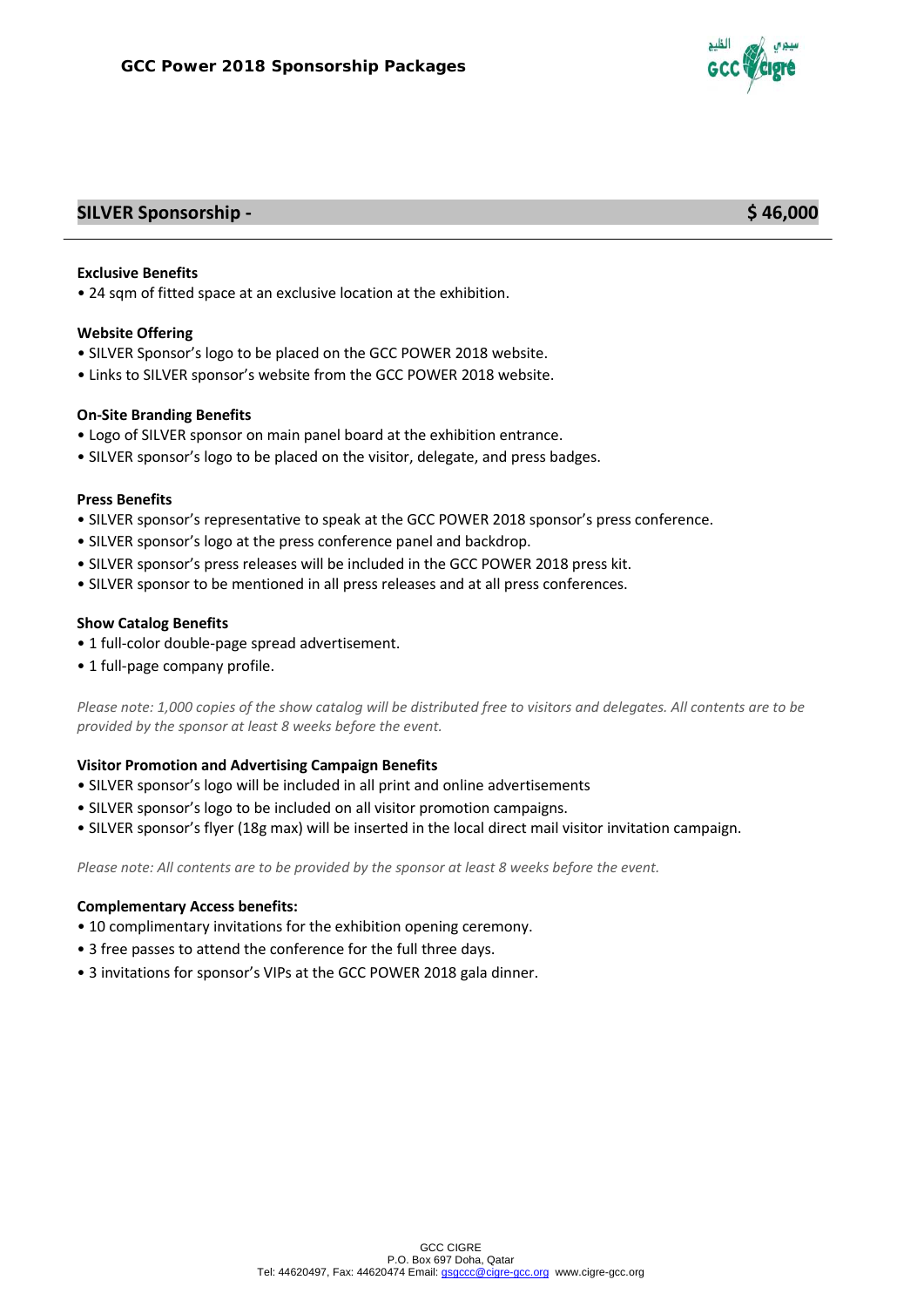## SILVER Sponsorship - $ 46,000

**Exclusive Benefits**

• 24 sqm of fitted space at an exclusive location at the exhibition.

**Website Offering**

• SILVER Sponsor's logo to be placed on the GCC POWER 2018 website.
• Links to SILVER sponsor's website from the GCC POWER 2018 website.

**On-Site Branding Benefits**

• Logo of SILVER sponsor on main panel board at the exhibition entrance.
• SILVER sponsor's logo to be placed on the visitor, delegate, and press badges.

**Press Benefits**

• SILVER sponsor's representative to speak at the GCC POWER 2018 sponsor's press conference.
• SILVER sponsor's logo at the press conference panel and backdrop.
• SILVER sponsor's press releases will be included in the GCC POWER 2018 press kit.
• SILVER sponsor to be mentioned in all press releases and at all press conferences.

**Show Catalog Benefits**

• 1 full-color double-page spread advertisement.
• 1 full-page company profile.

*Please note: 1,000 copies of the show catalog will be distributed free to visitors and delegates. All contents are to be provided by the sponsor at least 8 weeks before the event.*

**Visitor Promotion and Advertising Campaign Benefits**

• SILVER sponsor's logo will be included in all print and online advertisements
• SILVER sponsor's logo to be included on all visitor promotion campaigns.
• SILVER sponsor's flyer (18g max) will be inserted in the local direct mail visitor invitation campaign.

*Please note: All contents are to be provided by the sponsor at least 8 weeks before the event.*

**Complementary Access benefits:**

• 10 complimentary invitations for the exhibition opening ceremony.
• 3 free passes to attend the conference for the full three days.
• 3 invitations for sponsor's VIPs at the GCC POWER 2018 gala dinner.

GCC CIGRE
P.O. Box 697 Doha, Qatar
Tel: 44620497, Fax: 44620474 Email: gsgccc@cigre-gcc.org www.cigre-gcc.org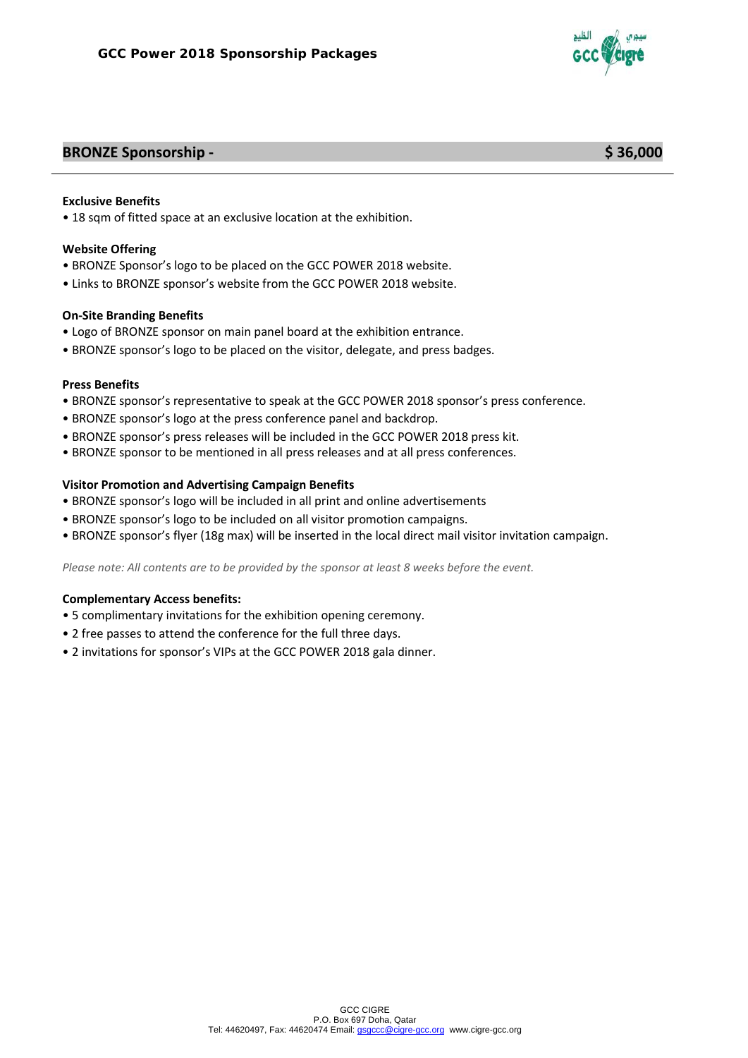## BRONZE Sponsorship - $ 36,000

**Exclusive Benefits**

- 18 sqm of fitted space at an exclusive location at the exhibition.

**Website Offering**

- BRONZE Sponsor's logo to be placed on the GCC POWER 2018 website.
- Links to BRONZE sponsor's website from the GCC POWER 2018 website.

**On-Site Branding Benefits**

- Logo of BRONZE sponsor on main panel board at the exhibition entrance.
- BRONZE sponsor's logo to be placed on the visitor, delegate, and press badges.

**Press Benefits**

- BRONZE sponsor's representative to speak at the GCC POWER 2018 sponsor's press conference.
- BRONZE sponsor's logo at the press conference panel and backdrop.
- BRONZE sponsor's press releases will be included in the GCC POWER 2018 press kit.
- BRONZE sponsor to be mentioned in all press releases and at all press conferences.

**Visitor Promotion and Advertising Campaign Benefits**

- BRONZE sponsor's logo will be included in all print and online advertisements
- BRONZE sponsor's logo to be included on all visitor promotion campaigns.
- BRONZE sponsor's flyer (18g max) will be inserted in the local direct mail visitor invitation campaign.

*Please note: All contents are to be provided by the sponsor at least 8 weeks before the event.*

**Complementary Access benefits:**

- 5 complimentary invitations for the exhibition opening ceremony.
- 2 free passes to attend the conference for the full three days.
- 2 invitations for sponsor's VIPs at the GCC POWER 2018 gala dinner.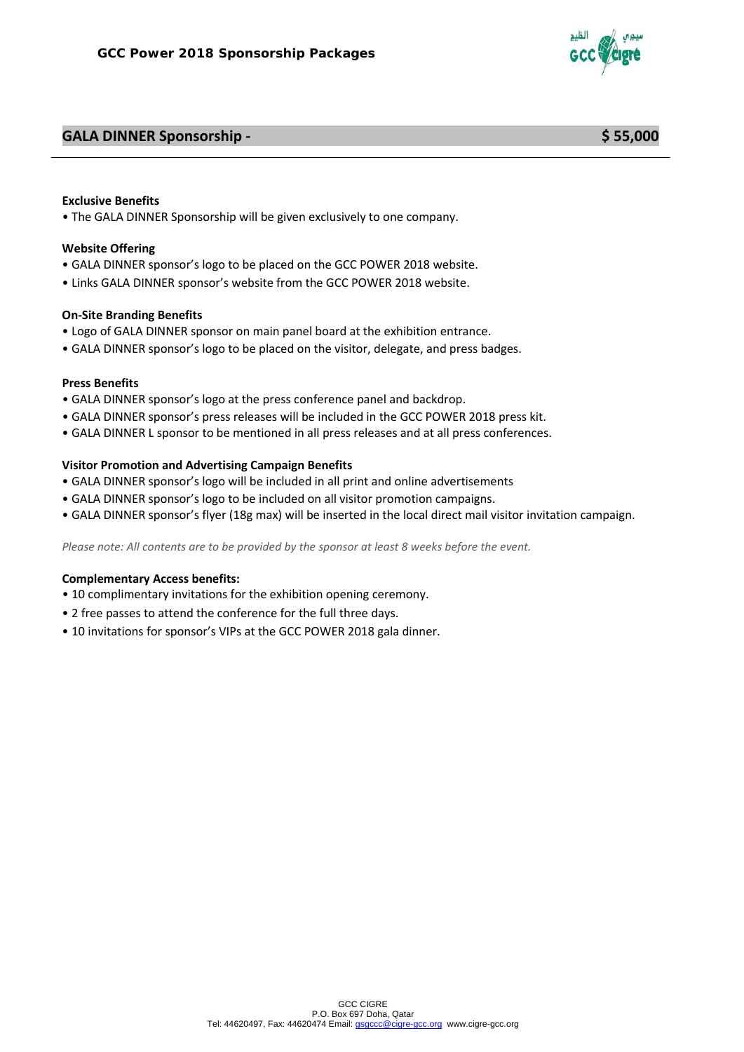## GALA DINNER Sponsorship - $ 55,000

**Exclusive Benefits**

- The GALA DINNER Sponsorship will be given exclusively to one company.

**Website Offering**

- GALA DINNER sponsor's logo to be placed on the GCC POWER 2018 website.
- Links GALA DINNER sponsor's website from the GCC POWER 2018 website.

**On-Site Branding Benefits**

- Logo of GALA DINNER sponsor on main panel board at the exhibition entrance.
- GALA DINNER sponsor's logo to be placed on the visitor, delegate, and press badges.

**Press Benefits**

- GALA DINNER sponsor's logo at the press conference panel and backdrop.
- GALA DINNER sponsor's press releases will be included in the GCC POWER 2018 press kit.
- GALA DINNER L sponsor to be mentioned in all press releases and at all press conferences.

**Visitor Promotion and Advertising Campaign Benefits**

- GALA DINNER sponsor's logo will be included in all print and online advertisements
- GALA DINNER sponsor's logo to be included on all visitor promotion campaigns.
- GALA DINNER sponsor's flyer (18g max) will be inserted in the local direct mail visitor invitation campaign.

*Please note: All contents are to be provided by the sponsor at least 8 weeks before the event.*

**Complementary Access benefits:**

- 10 complimentary invitations for the exhibition opening ceremony.
- 2 free passes to attend the conference for the full three days.
- 10 invitations for sponsor's VIPs at the GCC POWER 2018 gala dinner.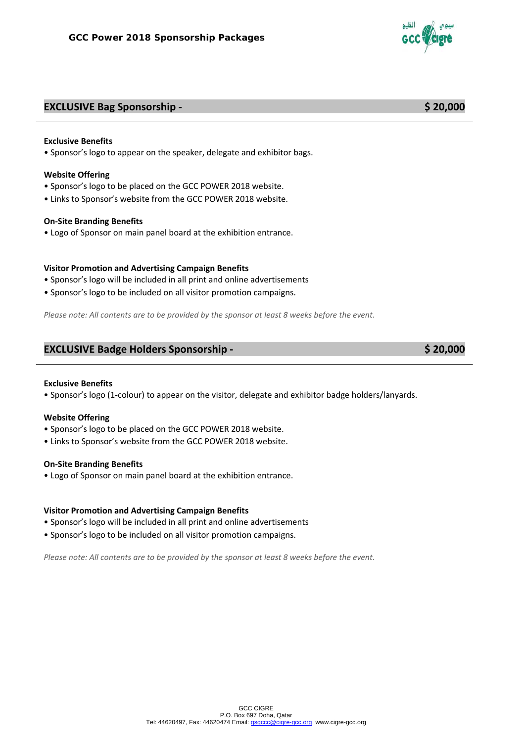## EXCLUSIVE Bag Sponsorship - $ 20,000

**Exclusive Benefits**

• Sponsor's logo to appear on the speaker, delegate and exhibitor bags.

**Website Offering**

• Sponsor's logo to be placed on the GCC POWER 2018 website.

• Links to Sponsor's website from the GCC POWER 2018 website.

**On-Site Branding Benefits**

• Logo of Sponsor on main panel board at the exhibition entrance.

**Visitor Promotion and Advertising Campaign Benefits**

• Sponsor's logo will be included in all print and online advertisements

• Sponsor's logo to be included on all visitor promotion campaigns.

*Please note: All contents are to be provided by the sponsor at least 8 weeks before the event.*

## EXCLUSIVE Badge Holders Sponsorship - $ 20,000

**Exclusive Benefits**

• Sponsor's logo (1-colour) to appear on the visitor, delegate and exhibitor badge holders/lanyards.

**Website Offering**

• Sponsor's logo to be placed on the GCC POWER 2018 website.

• Links to Sponsor's website from the GCC POWER 2018 website.

**On-Site Branding Benefits**

• Logo of Sponsor on main panel board at the exhibition entrance.

**Visitor Promotion and Advertising Campaign Benefits**

• Sponsor's logo will be included in all print and online advertisements

• Sponsor's logo to be included on all visitor promotion campaigns.

*Please note: All contents are to be provided by the sponsor at least 8 weeks before the event.*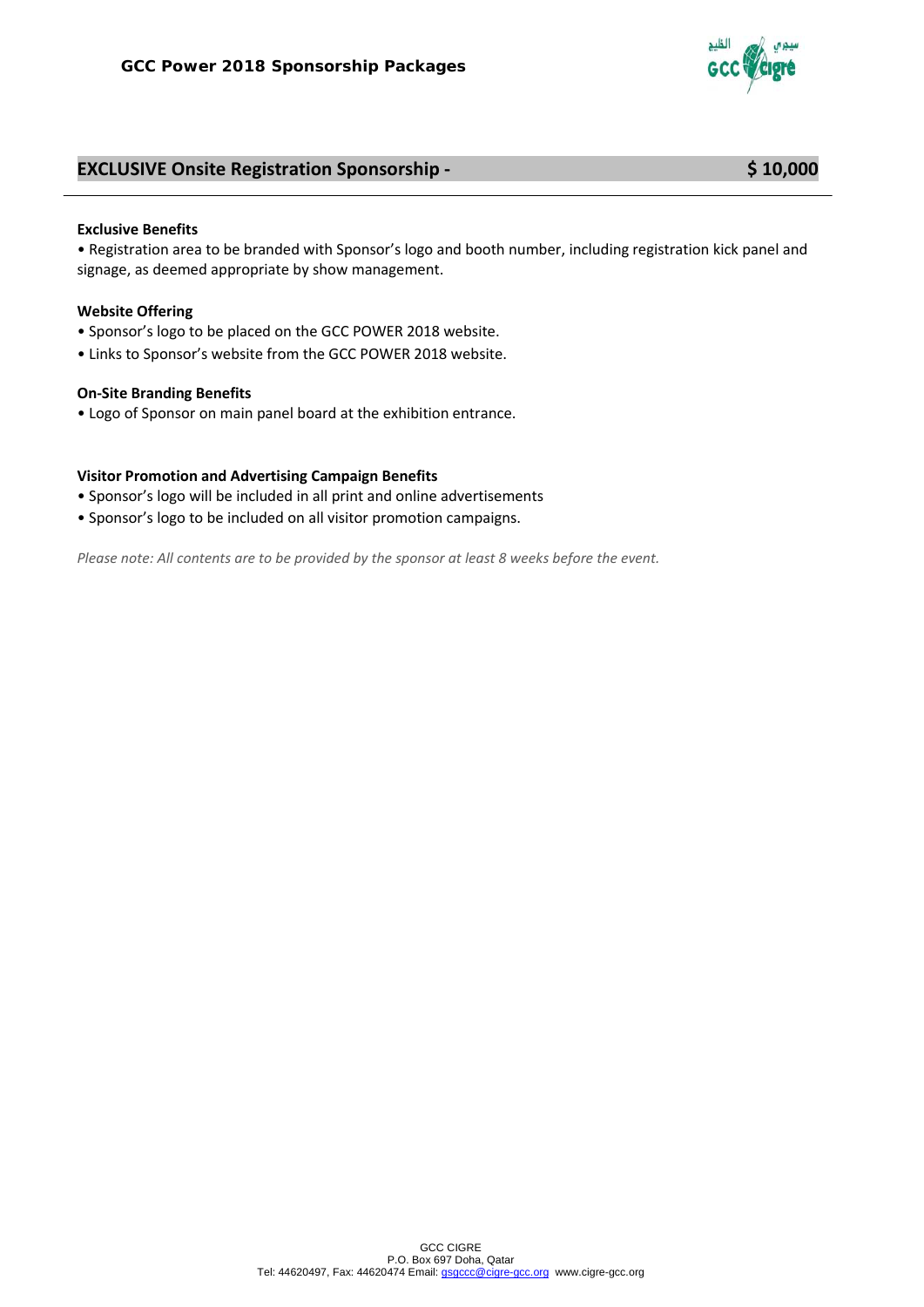## EXCLUSIVE Onsite Registration Sponsorship - $ 10,000

**Exclusive Benefits**

• Registration area to be branded with Sponsor's logo and booth number, including registration kick panel and signage, as deemed appropriate by show management.

**Website Offering**

• Sponsor's logo to be placed on the GCC POWER 2018 website.

• Links to Sponsor's website from the GCC POWER 2018 website.

**On-Site Branding Benefits**

• Logo of Sponsor on main panel board at the exhibition entrance.

**Visitor Promotion and Advertising Campaign Benefits**

• Sponsor's logo will be included in all print and online advertisements

• Sponsor's logo to be included on all visitor promotion campaigns.

*Please note: All contents are to be provided by the sponsor at least 8 weeks before the event.*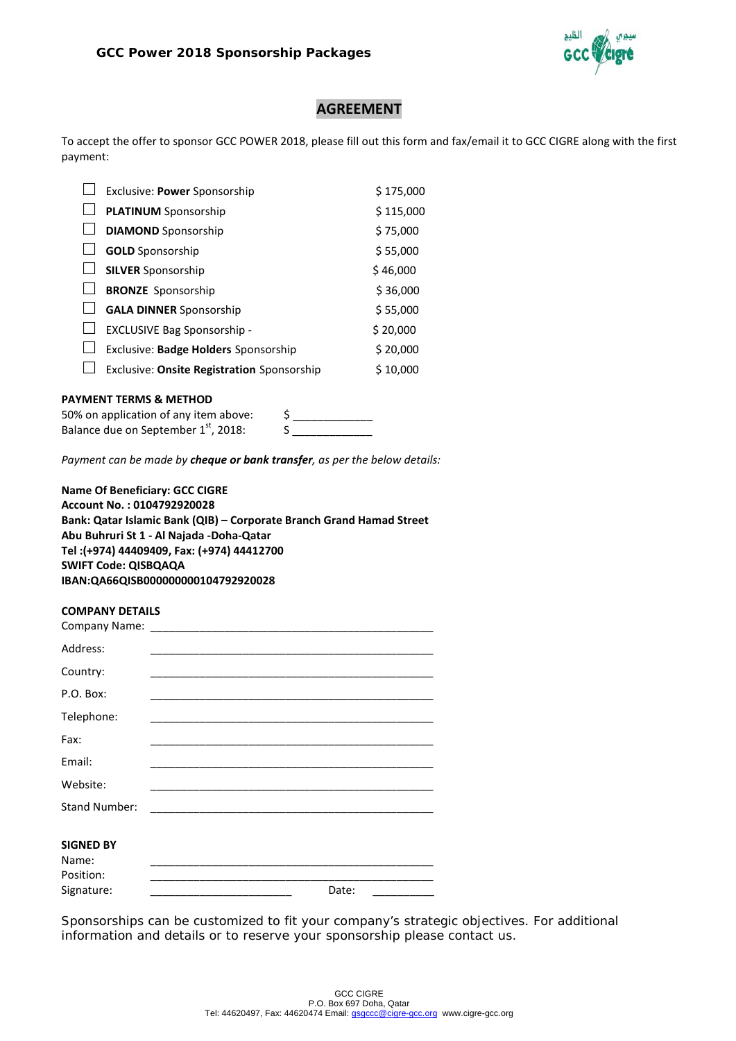## AGREEMENT

To accept the offer to sponsor GCC POWER 2018, please fill out this form and fax/email it to GCC CIGRE along with the first payment:

| | | |
|---|---|---|
| ☐ | Exclusive: **Power** Sponsorship | $ 175,000 |
| ☐ | **PLATINUM** Sponsorship | $ 115,000 |
| ☐ | **DIAMOND** Sponsorship | $ 75,000 |
| ☐ | **GOLD** Sponsorship | $ 55,000 |
| ☐ | **SILVER** Sponsorship | $ 46,000 |
| ☐ | **BRONZE** Sponsorship | $ 36,000 |
| ☐ | **GALA DINNER** Sponsorship | $ 55,000 |
| ☐ | EXCLUSIVE Bag Sponsorship - | $ 20,000 |
| ☐ | Exclusive: **Badge Holders** Sponsorship | $ 20,000 |
| ☐ | Exclusive: **Onsite Registration** Sponsorship | $ 10,000 |

**PAYMENT TERMS & METHOD**

50% on application of any item above: $ ____________

Balance due on September 1st, 2018: $ ____________

*Payment can be made by **cheque or bank transfer**, as per the below details:*

**Name Of Beneficiary: GCC CIGRE**
**Account No. : 0104792920028**
**Bank: Qatar Islamic Bank (QIB) – Corporate Branch Grand Hamad Street**
**Abu Buhruri St 1 - Al Najada -Doha-Qatar**
**Tel :(+974) 44409409, Fax: (+974) 44412700**
**SWIFT Code: QISBQAQA**
**IBAN:QA66QISB000000000104792920028**

**COMPANY DETAILS**

Company Name: ______________________________________________

Address: ______________________________________________

Country: ______________________________________________

P.O. Box: ______________________________________________

Telephone: ______________________________________________

Fax: ______________________________________________

Email: ______________________________________________

Website: ______________________________________________

Stand Number: ______________________________________________

**SIGNED BY**

Name: ______________________________________________

Position: ______________________________________________

Signature: ______________________ Date: __________

Sponsorships can be customized to fit your company's strategic objectives. For additional information and details or to reserve your sponsorship please contact us.

GCC CIGRE
P.O. Box 697 Doha, Qatar
Tel: 44620497, Fax: 44620474 Email: gsgccc@cigre-gcc.org www.cigre-gcc.org